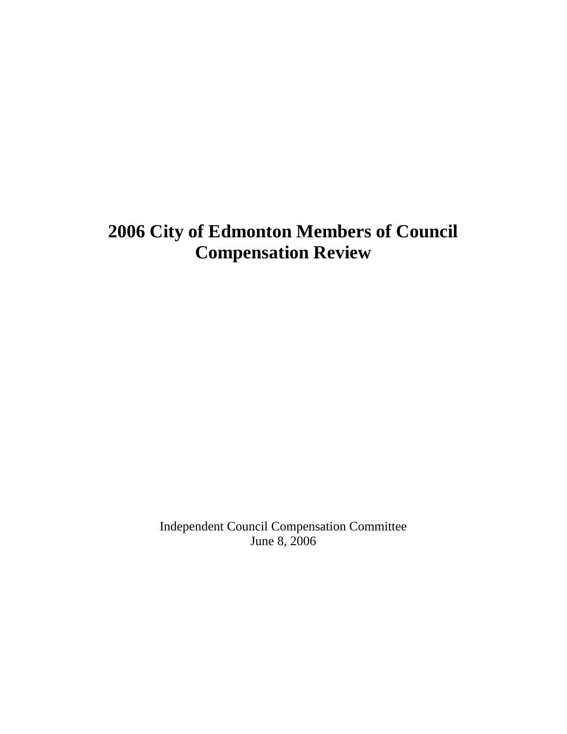# 2006 City of Edmonton Members of Council Compensation Review

Independent Council Compensation Committee
June 8, 2006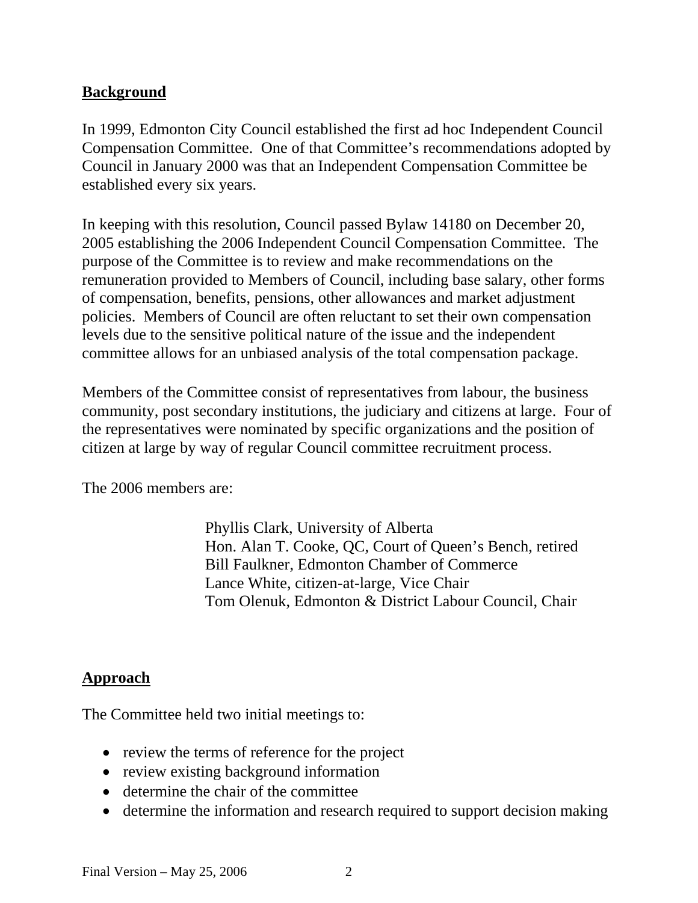## Background

In 1999, Edmonton City Council established the first ad hoc Independent Council Compensation Committee. One of that Committee's recommendations adopted by Council in January 2000 was that an Independent Compensation Committee be established every six years.

In keeping with this resolution, Council passed Bylaw 14180 on December 20, 2005 establishing the 2006 Independent Council Compensation Committee. The purpose of the Committee is to review and make recommendations on the remuneration provided to Members of Council, including base salary, other forms of compensation, benefits, pensions, other allowances and market adjustment policies. Members of Council are often reluctant to set their own compensation levels due to the sensitive political nature of the issue and the independent committee allows for an unbiased analysis of the total compensation package.

Members of the Committee consist of representatives from labour, the business community, post secondary institutions, the judiciary and citizens at large. Four of the representatives were nominated by specific organizations and the position of citizen at large by way of regular Council committee recruitment process.

The 2006 members are:

Phyllis Clark, University of Alberta
Hon. Alan T. Cooke, QC, Court of Queen's Bench, retired
Bill Faulkner, Edmonton Chamber of Commerce
Lance White, citizen-at-large, Vice Chair
Tom Olenuk, Edmonton & District Labour Council, Chair

## Approach

The Committee held two initial meetings to:

- review the terms of reference for the project
- review existing background information
- determine the chair of the committee
- determine the information and research required to support decision making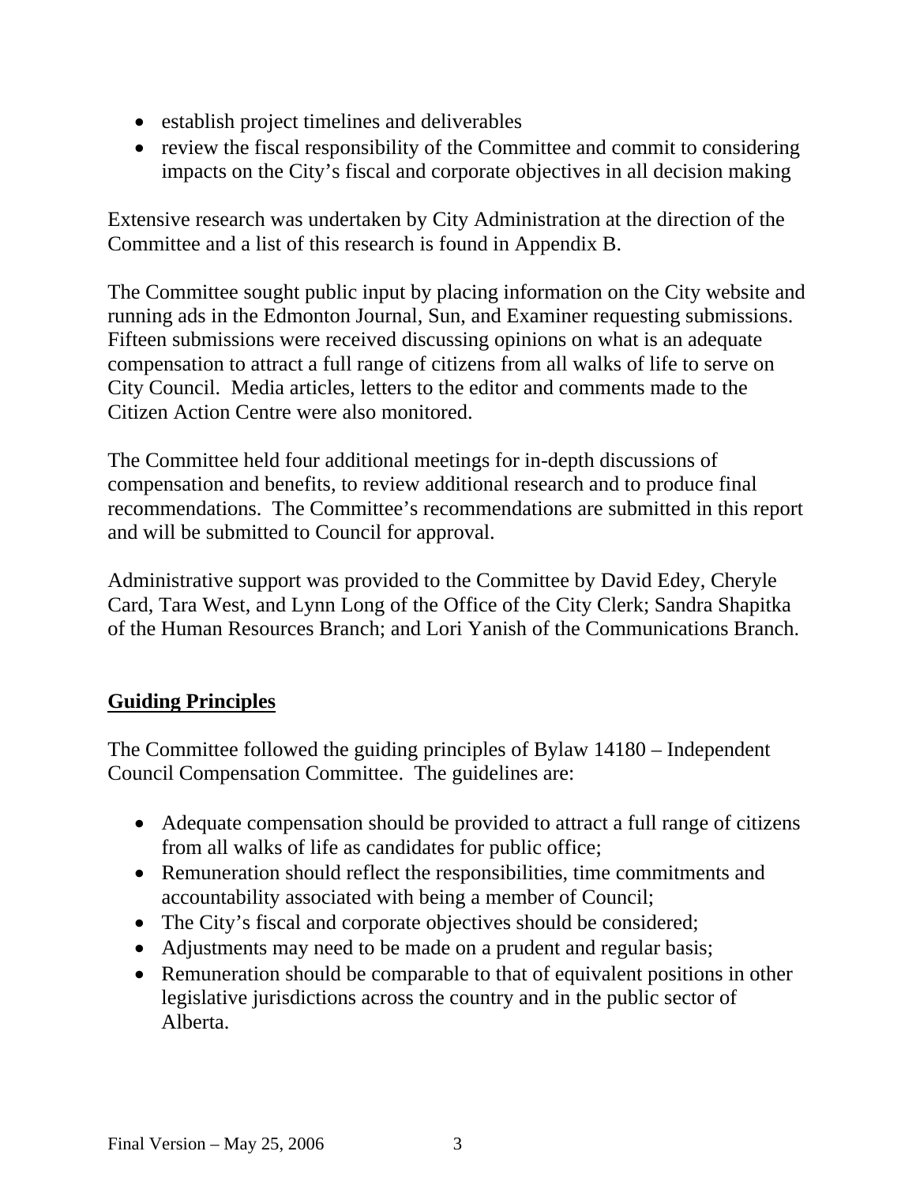- establish project timelines and deliverables
- review the fiscal responsibility of the Committee and commit to considering impacts on the City's fiscal and corporate objectives in all decision making

Extensive research was undertaken by City Administration at the direction of the Committee and a list of this research is found in Appendix B.

The Committee sought public input by placing information on the City website and running ads in the Edmonton Journal, Sun, and Examiner requesting submissions. Fifteen submissions were received discussing opinions on what is an adequate compensation to attract a full range of citizens from all walks of life to serve on City Council. Media articles, letters to the editor and comments made to the Citizen Action Centre were also monitored.

The Committee held four additional meetings for in-depth discussions of compensation and benefits, to review additional research and to produce final recommendations. The Committee's recommendations are submitted in this report and will be submitted to Council for approval.

Administrative support was provided to the Committee by David Edey, Cheryle Card, Tara West, and Lynn Long of the Office of the City Clerk; Sandra Shapitka of the Human Resources Branch; and Lori Yanish of the Communications Branch.

## Guiding Principles

The Committee followed the guiding principles of Bylaw 14180 – Independent Council Compensation Committee. The guidelines are:

- Adequate compensation should be provided to attract a full range of citizens from all walks of life as candidates for public office;
- Remuneration should reflect the responsibilities, time commitments and accountability associated with being a member of Council;
- The City's fiscal and corporate objectives should be considered;
- Adjustments may need to be made on a prudent and regular basis;
- Remuneration should be comparable to that of equivalent positions in other legislative jurisdictions across the country and in the public sector of Alberta.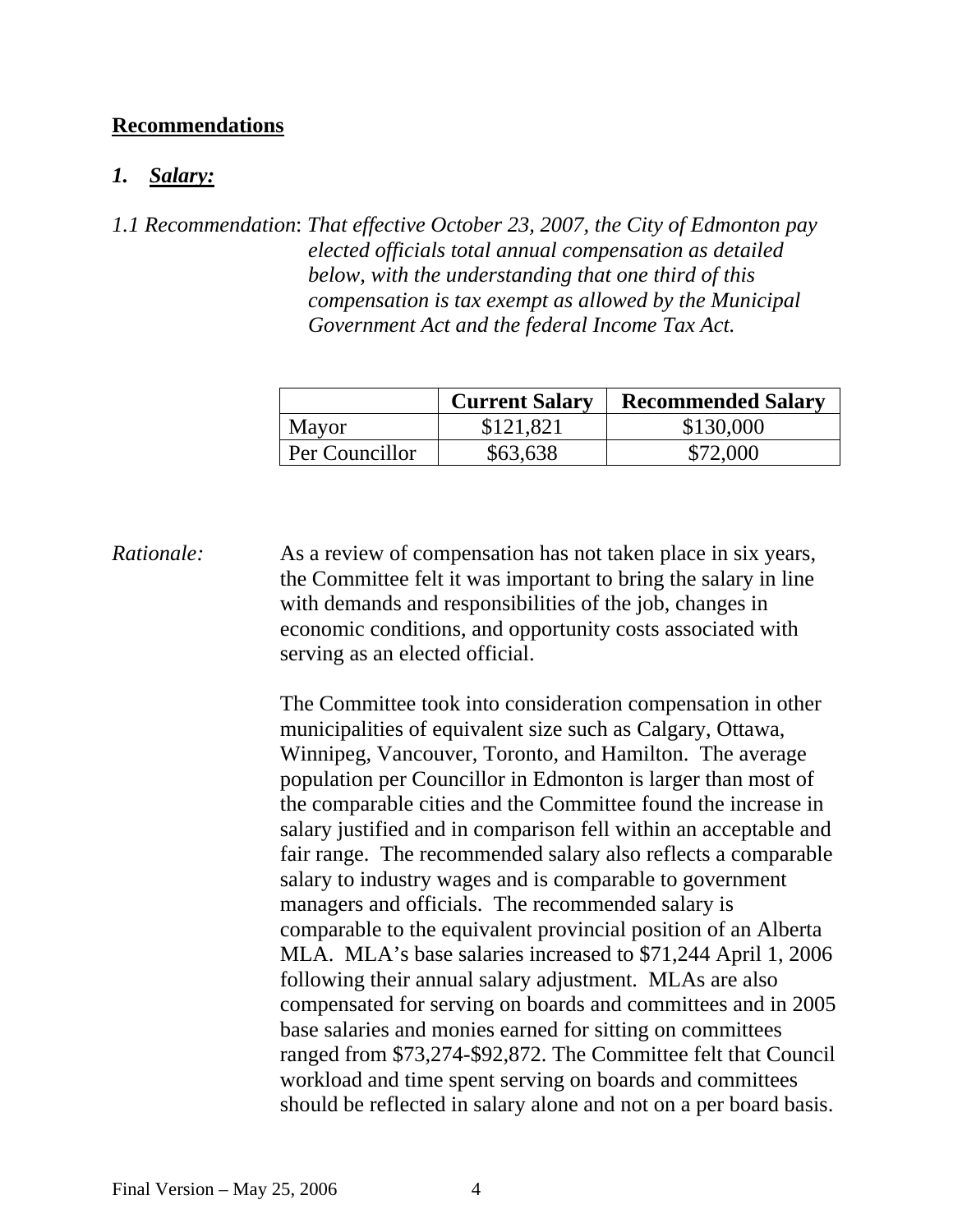## Recommendations

### 1. *Salary:*

*1.1 Recommendation*: *That effective October 23, 2007, the City of Edmonton pay elected officials total annual compensation as detailed below, with the understanding that one third of this compensation is tax exempt as allowed by the Municipal Government Act and the federal Income Tax Act.*

| | **Current Salary** | **Recommended Salary** |
|---|---|---|
| Mayor | $121,821 | $130,000 |
| Per Councillor | $63,638 | $72,000 |

*Rationale:* As a review of compensation has not taken place in six years, the Committee felt it was important to bring the salary in line with demands and responsibilities of the job, changes in economic conditions, and opportunity costs associated with serving as an elected official.

The Committee took into consideration compensation in other municipalities of equivalent size such as Calgary, Ottawa, Winnipeg, Vancouver, Toronto, and Hamilton. The average population per Councillor in Edmonton is larger than most of the comparable cities and the Committee found the increase in salary justified and in comparison fell within an acceptable and fair range. The recommended salary also reflects a comparable salary to industry wages and is comparable to government managers and officials. The recommended salary is comparable to the equivalent provincial position of an Alberta MLA. MLA's base salaries increased to $71,244 April 1, 2006 following their annual salary adjustment. MLAs are also compensated for serving on boards and committees and in 2005 base salaries and monies earned for sitting on committees ranged from $73,274-$92,872. The Committee felt that Council workload and time spent serving on boards and committees should be reflected in salary alone and not on a per board basis.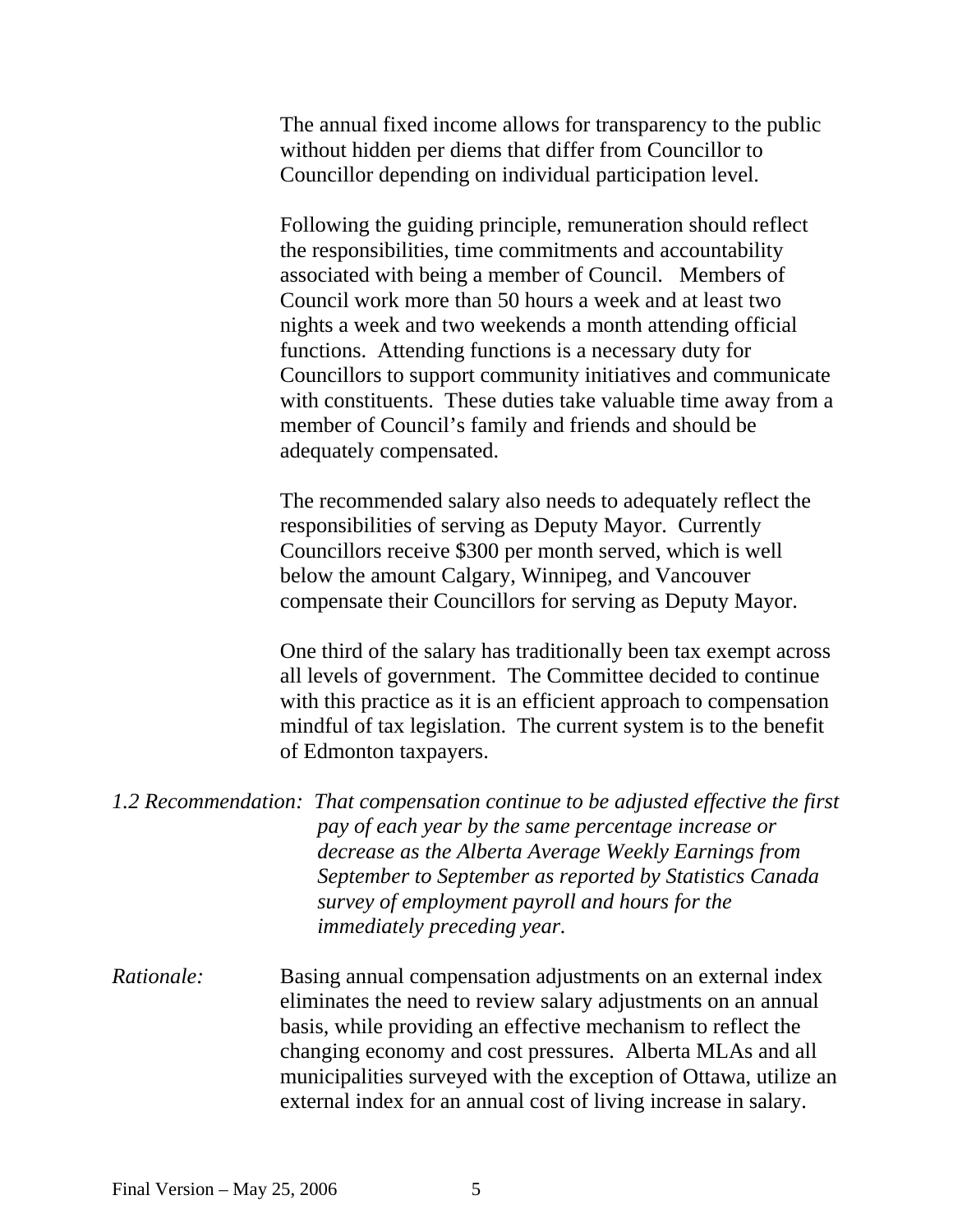The annual fixed income allows for transparency to the public without hidden per diems that differ from Councillor to Councillor depending on individual participation level.

Following the guiding principle, remuneration should reflect the responsibilities, time commitments and accountability associated with being a member of Council. Members of Council work more than 50 hours a week and at least two nights a week and two weekends a month attending official functions. Attending functions is a necessary duty for Councillors to support community initiatives and communicate with constituents. These duties take valuable time away from a member of Council's family and friends and should be adequately compensated.

The recommended salary also needs to adequately reflect the responsibilities of serving as Deputy Mayor. Currently Councillors receive $300 per month served, which is well below the amount Calgary, Winnipeg, and Vancouver compensate their Councillors for serving as Deputy Mayor.

One third of the salary has traditionally been tax exempt across all levels of government. The Committee decided to continue with this practice as it is an efficient approach to compensation mindful of tax legislation. The current system is to the benefit of Edmonton taxpayers.

*1.2 Recommendation: That compensation continue to be adjusted effective the first pay of each year by the same percentage increase or decrease as the Alberta Average Weekly Earnings from September to September as reported by Statistics Canada survey of employment payroll and hours for the immediately preceding year.*

*Rationale:* Basing annual compensation adjustments on an external index eliminates the need to review salary adjustments on an annual basis, while providing an effective mechanism to reflect the changing economy and cost pressures. Alberta MLAs and all municipalities surveyed with the exception of Ottawa, utilize an external index for an annual cost of living increase in salary.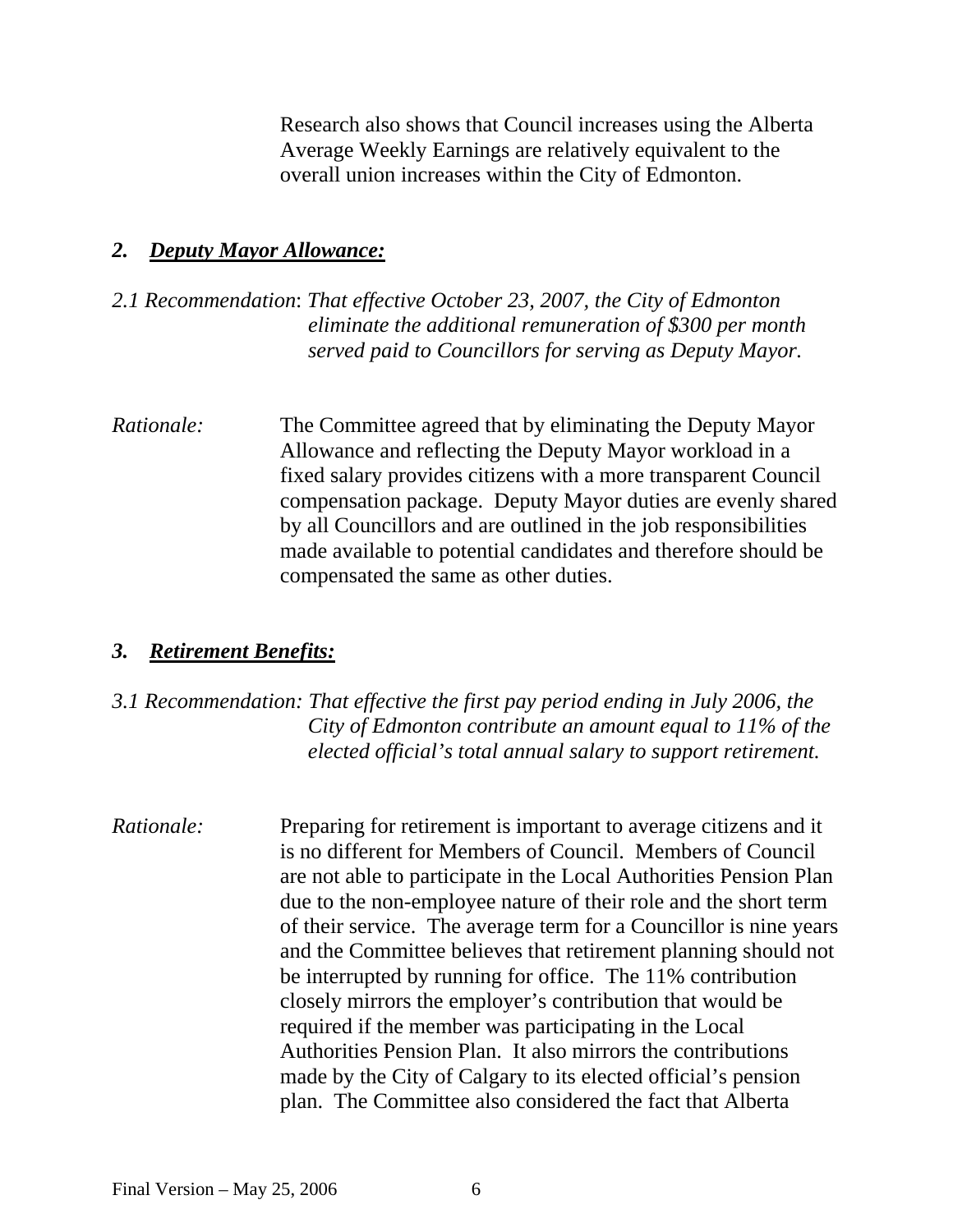Research also shows that Council increases using the Alberta Average Weekly Earnings are relatively equivalent to the overall union increases within the City of Edmonton.

## *2. Deputy Mayor Allowance:*

*2.1 Recommendation*: *That effective October 23, 2007, the City of Edmonton eliminate the additional remuneration of $300 per month served paid to Councillors for serving as Deputy Mayor.*

*Rationale:* The Committee agreed that by eliminating the Deputy Mayor Allowance and reflecting the Deputy Mayor workload in a fixed salary provides citizens with a more transparent Council compensation package. Deputy Mayor duties are evenly shared by all Councillors and are outlined in the job responsibilities made available to potential candidates and therefore should be compensated the same as other duties.

## *3. Retirement Benefits:*

*3.1 Recommendation: That effective the first pay period ending in July 2006, the City of Edmonton contribute an amount equal to 11% of the elected official's total annual salary to support retirement.*

*Rationale:* Preparing for retirement is important to average citizens and it is no different for Members of Council. Members of Council are not able to participate in the Local Authorities Pension Plan due to the non-employee nature of their role and the short term of their service. The average term for a Councillor is nine years and the Committee believes that retirement planning should not be interrupted by running for office. The 11% contribution closely mirrors the employer's contribution that would be required if the member was participating in the Local Authorities Pension Plan. It also mirrors the contributions made by the City of Calgary to its elected official's pension plan. The Committee also considered the fact that Alberta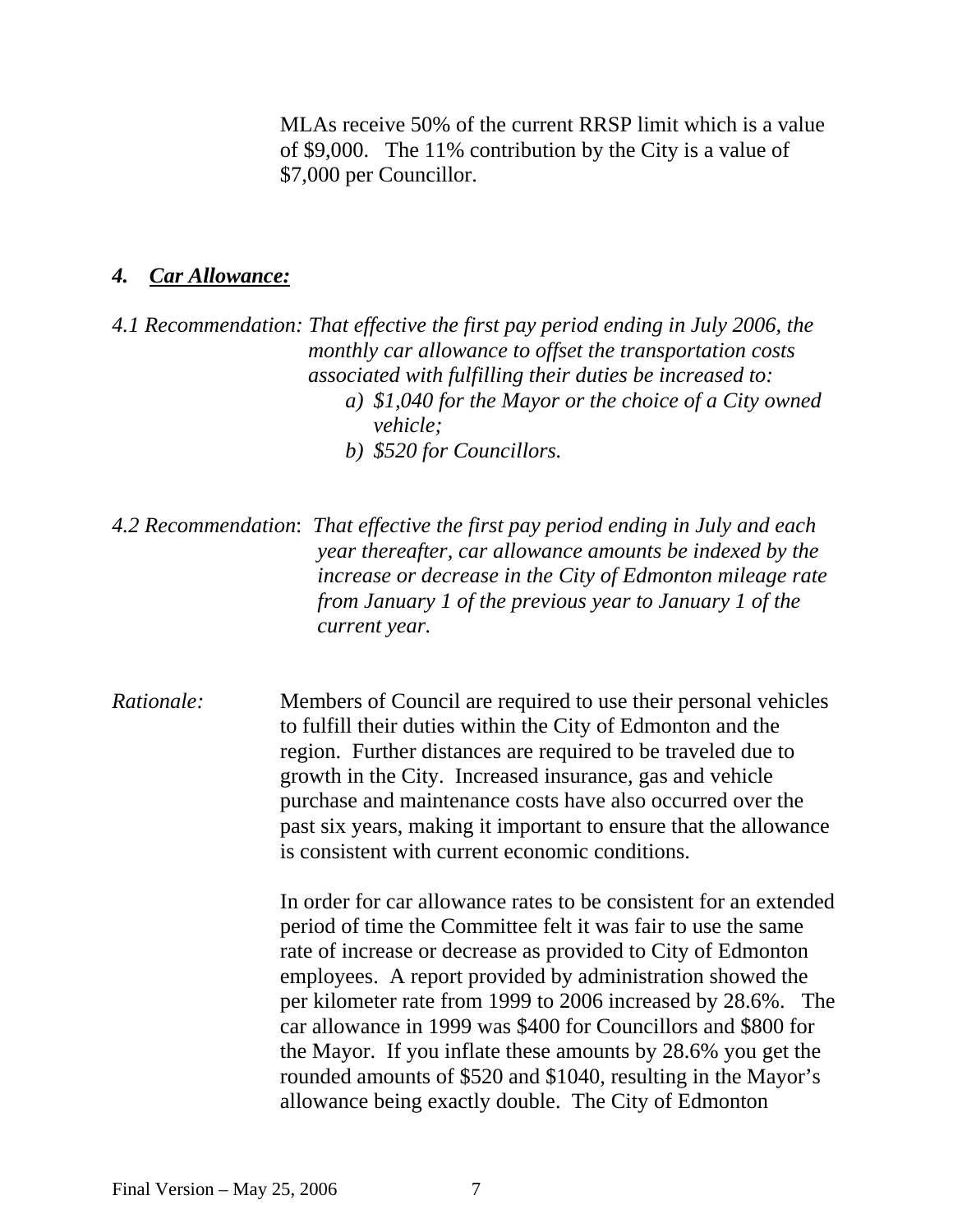MLAs receive 50% of the current RRSP limit which is a value of $9,000. The 11% contribution by the City is a value of $7,000 per Councillor.

### 4. ***Car Allowance:***

*4.1 Recommendation: That effective the first pay period ending in July 2006, the monthly car allowance to offset the transportation costs associated with fulfilling their duties be increased to:*

*a) $1,040 for the Mayor or the choice of a City owned vehicle;*

*b) $520 for Councillors.*

*4.2 Recommendation: That effective the first pay period ending in July and each year thereafter, car allowance amounts be indexed by the increase or decrease in the City of Edmonton mileage rate from January 1 of the previous year to January 1 of the current year.*

*Rationale:* Members of Council are required to use their personal vehicles to fulfill their duties within the City of Edmonton and the region. Further distances are required to be traveled due to growth in the City. Increased insurance, gas and vehicle purchase and maintenance costs have also occurred over the past six years, making it important to ensure that the allowance is consistent with current economic conditions.

In order for car allowance rates to be consistent for an extended period of time the Committee felt it was fair to use the same rate of increase or decrease as provided to City of Edmonton employees. A report provided by administration showed the per kilometer rate from 1999 to 2006 increased by 28.6%. The car allowance in 1999 was $400 for Councillors and $800 for the Mayor. If you inflate these amounts by 28.6% you get the rounded amounts of $520 and $1040, resulting in the Mayor's allowance being exactly double. The City of Edmonton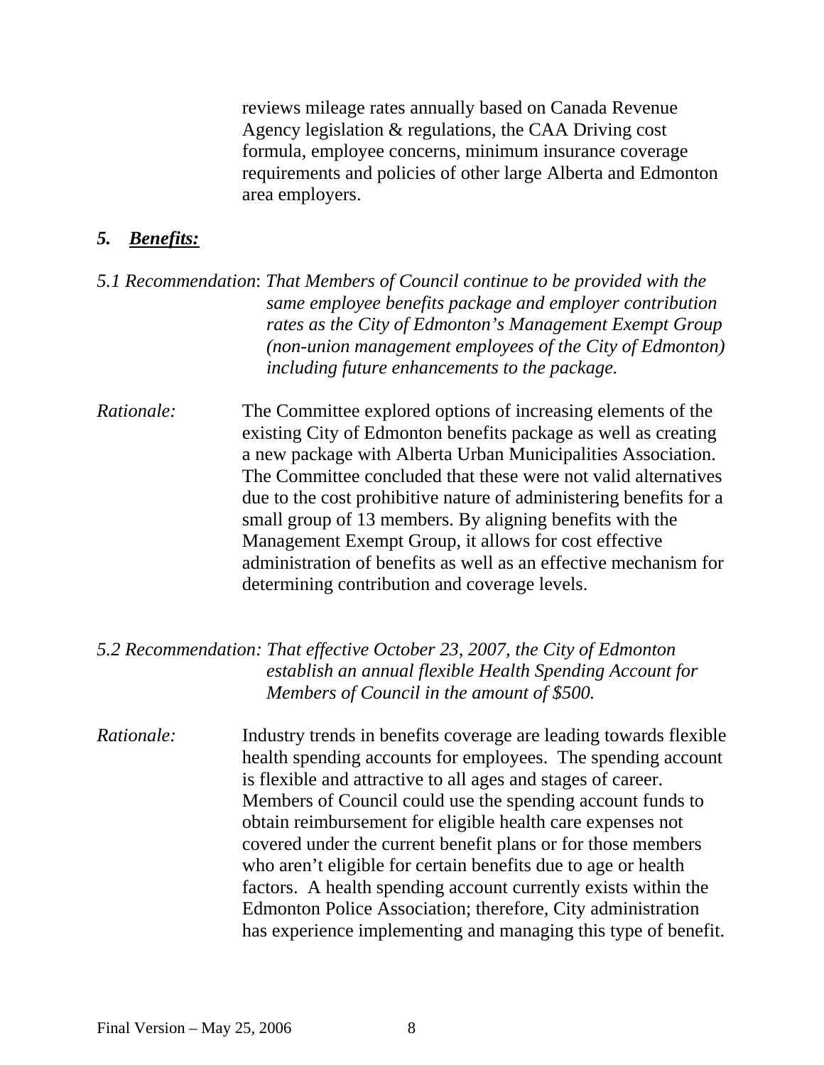reviews mileage rates annually based on Canada Revenue Agency legislation & regulations, the CAA Driving cost formula, employee concerns, minimum insurance coverage requirements and policies of other large Alberta and Edmonton area employers.

### *5. Benefits:*

*5.1 Recommendation*: *That Members of Council continue to be provided with the same employee benefits package and employer contribution rates as the City of Edmonton's Management Exempt Group (non-union management employees of the City of Edmonton) including future enhancements to the package.*

*Rationale:* The Committee explored options of increasing elements of the existing City of Edmonton benefits package as well as creating a new package with Alberta Urban Municipalities Association. The Committee concluded that these were not valid alternatives due to the cost prohibitive nature of administering benefits for a small group of 13 members. By aligning benefits with the Management Exempt Group, it allows for cost effective administration of benefits as well as an effective mechanism for determining contribution and coverage levels.

*5.2 Recommendation: That effective October 23, 2007, the City of Edmonton establish an annual flexible Health Spending Account for Members of Council in the amount of $500.*

*Rationale:* Industry trends in benefits coverage are leading towards flexible health spending accounts for employees. The spending account is flexible and attractive to all ages and stages of career. Members of Council could use the spending account funds to obtain reimbursement for eligible health care expenses not covered under the current benefit plans or for those members who aren't eligible for certain benefits due to age or health factors. A health spending account currently exists within the Edmonton Police Association; therefore, City administration has experience implementing and managing this type of benefit.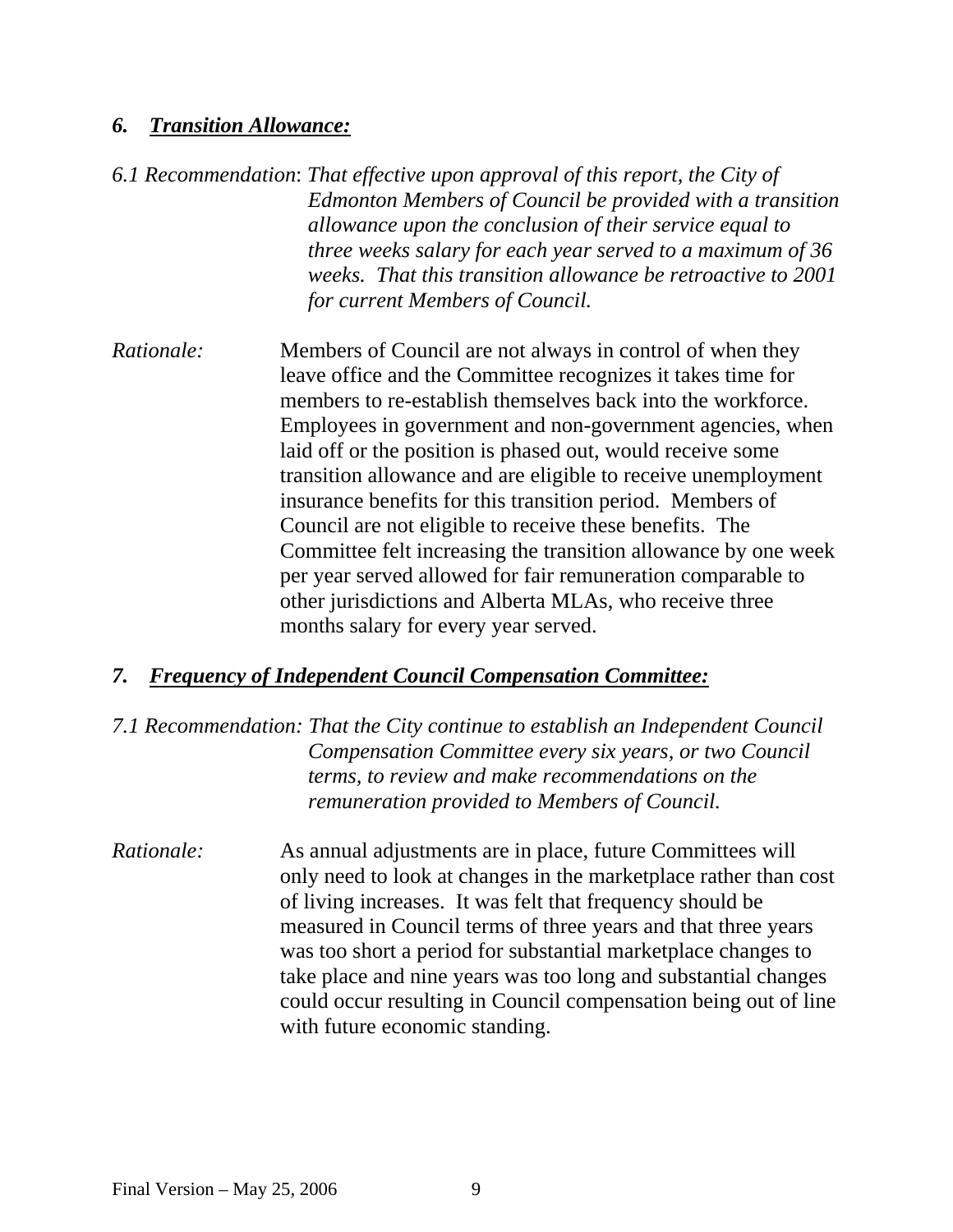## *6. Transition Allowance:*

*6.1 Recommendation*: *That effective upon approval of this report, the City of Edmonton Members of Council be provided with a transition allowance upon the conclusion of their service equal to three weeks salary for each year served to a maximum of 36 weeks. That this transition allowance be retroactive to 2001 for current Members of Council.*

*Rationale:* Members of Council are not always in control of when they leave office and the Committee recognizes it takes time for members to re-establish themselves back into the workforce. Employees in government and non-government agencies, when laid off or the position is phased out, would receive some transition allowance and are eligible to receive unemployment insurance benefits for this transition period. Members of Council are not eligible to receive these benefits. The Committee felt increasing the transition allowance by one week per year served allowed for fair remuneration comparable to other jurisdictions and Alberta MLAs, who receive three months salary for every year served.

## *7. Frequency of Independent Council Compensation Committee:*

*7.1 Recommendation: That the City continue to establish an Independent Council Compensation Committee every six years, or two Council terms, to review and make recommendations on the remuneration provided to Members of Council.*

*Rationale:* As annual adjustments are in place, future Committees will only need to look at changes in the marketplace rather than cost of living increases. It was felt that frequency should be measured in Council terms of three years and that three years was too short a period for substantial marketplace changes to take place and nine years was too long and substantial changes could occur resulting in Council compensation being out of line with future economic standing.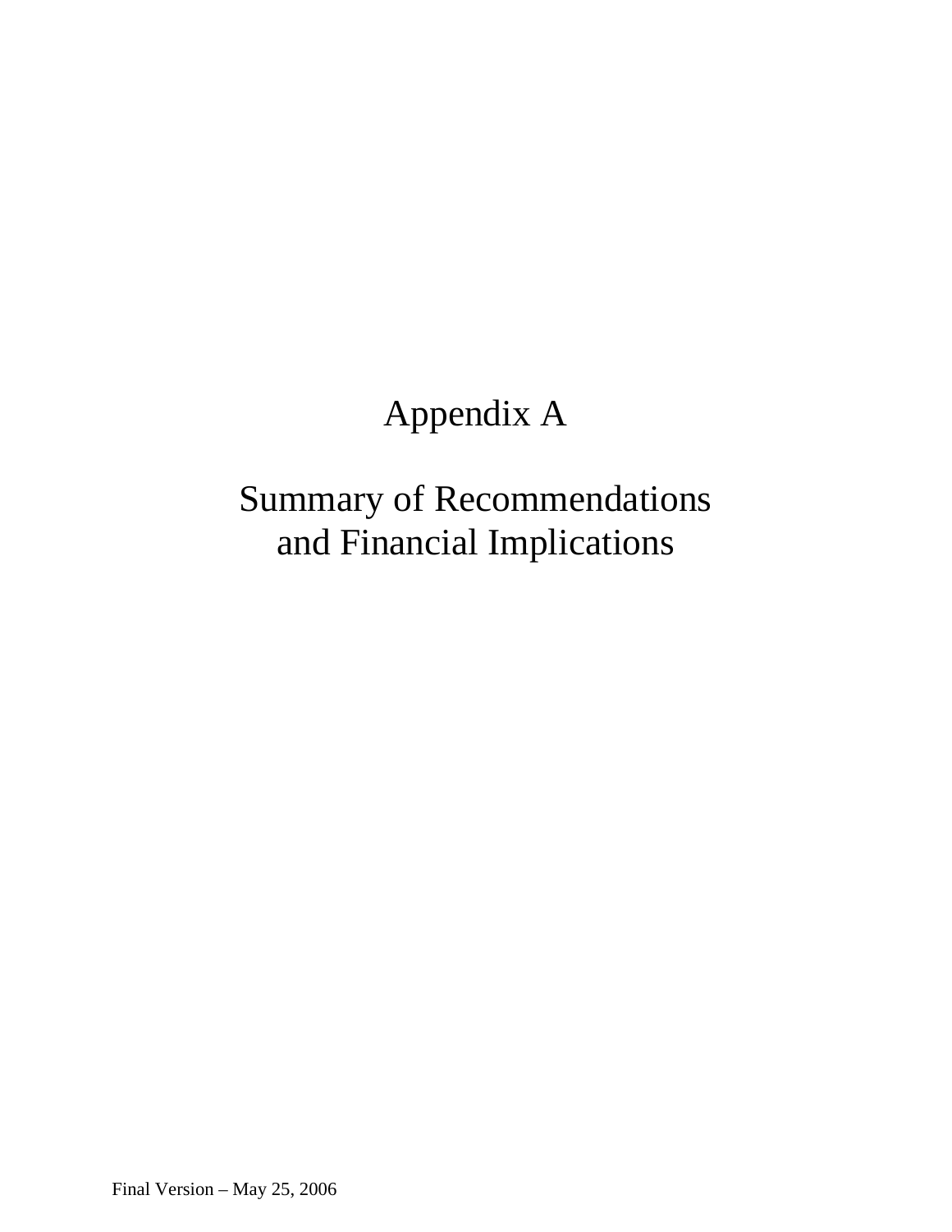# Appendix A

# Summary of Recommendations and Financial Implications

Final Version – May 25, 2006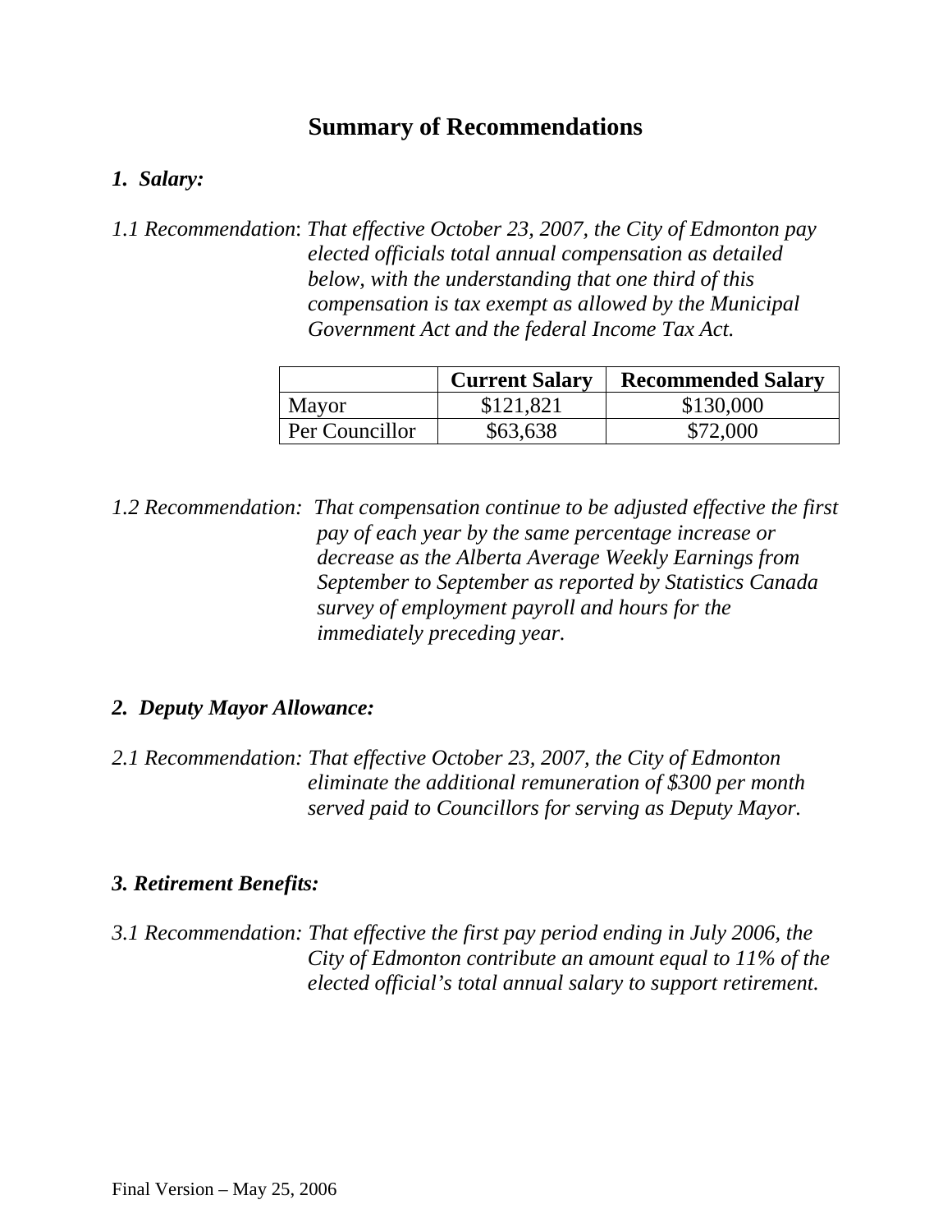# Summary of Recommendations

### *1. Salary:*

*1.1 Recommendation*: *That effective October 23, 2007, the City of Edmonton pay elected officials total annual compensation as detailed below, with the understanding that one third of this compensation is tax exempt as allowed by the Municipal Government Act and the federal Income Tax Act.*

| | **Current Salary** | **Recommended Salary** |
|---|---|---|
| Mayor | $121,821 | $130,000 |
| Per Councillor | $63,638 | $72,000 |

*1.2 Recommendation: That compensation continue to be adjusted effective the first pay of each year by the same percentage increase or decrease as the Alberta Average Weekly Earnings from September to September as reported by Statistics Canada survey of employment payroll and hours for the immediately preceding year.*

### *2. Deputy Mayor Allowance:*

*2.1 Recommendation: That effective October 23, 2007, the City of Edmonton eliminate the additional remuneration of $300 per month served paid to Councillors for serving as Deputy Mayor.*

### *3. Retirement Benefits:*

*3.1 Recommendation: That effective the first pay period ending in July 2006, the City of Edmonton contribute an amount equal to 11% of the elected official's total annual salary to support retirement.*

Final Version – May 25, 2006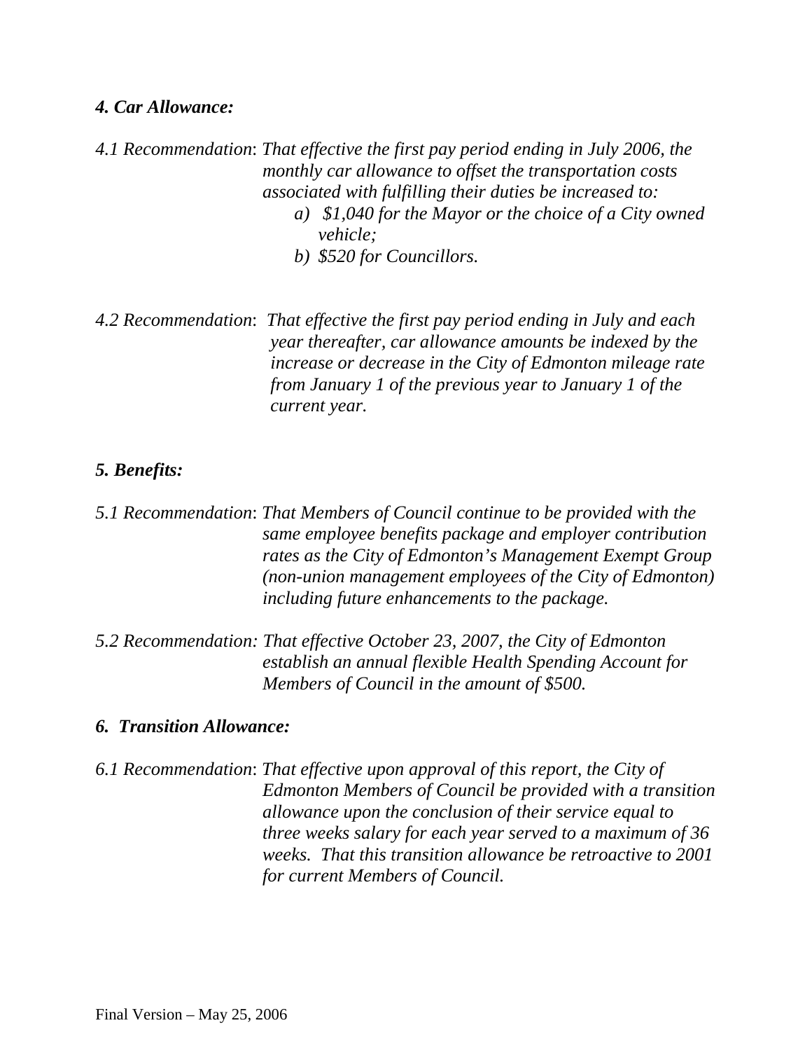### *4. Car Allowance:*

*4.1 Recommendation*: *That effective the first pay period ending in July 2006, the monthly car allowance to offset the transportation costs associated with fulfilling their duties be increased to:*

*a) $1,040 for the Mayor or the choice of a City owned vehicle;*
*b) $520 for Councillors.*

*4.2 Recommendation*: *That effective the first pay period ending in July and each year thereafter, car allowance amounts be indexed by the increase or decrease in the City of Edmonton mileage rate from January 1 of the previous year to January 1 of the current year.*

### *5. Benefits:*

*5.1 Recommendation*: *That Members of Council continue to be provided with the same employee benefits package and employer contribution rates as the City of Edmonton's Management Exempt Group (non-union management employees of the City of Edmonton) including future enhancements to the package.*

*5.2 Recommendation: That effective October 23, 2007, the City of Edmonton establish an annual flexible Health Spending Account for Members of Council in the amount of $500.*

### *6. Transition Allowance:*

*6.1 Recommendation*: *That effective upon approval of this report, the City of Edmonton Members of Council be provided with a transition allowance upon the conclusion of their service equal to three weeks salary for each year served to a maximum of 36 weeks. That this transition allowance be retroactive to 2001 for current Members of Council.*

Final Version – May 25, 2006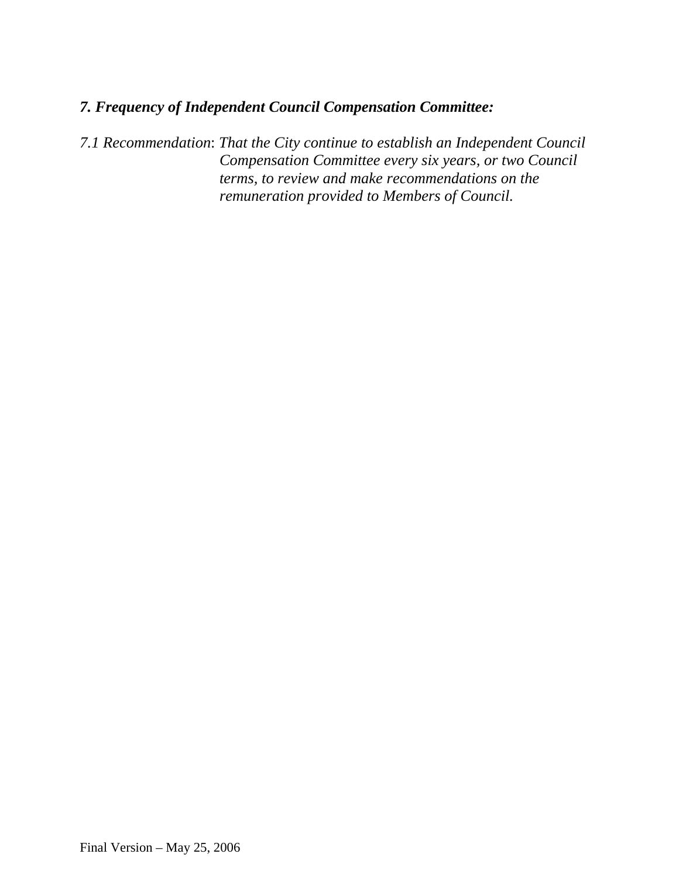### *7. Frequency of Independent Council Compensation Committee:*

*7.1 Recommendation*: *That the City continue to establish an Independent Council Compensation Committee every six years, or two Council terms, to review and make recommendations on the remuneration provided to Members of Council.*

Final Version – May 25, 2006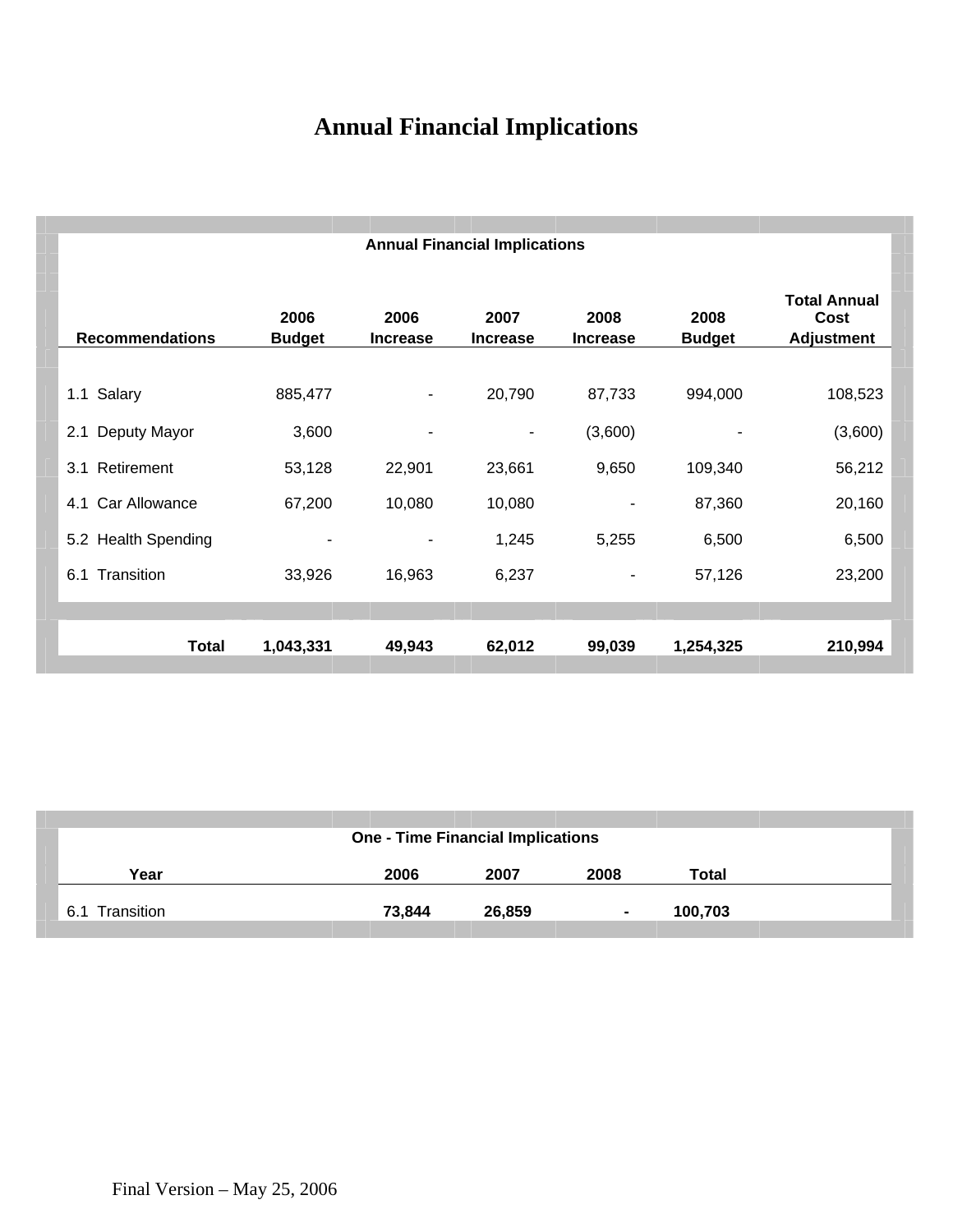# Annual Financial Implications

| Annual Financial Implications | | | | | | |
|---|---|---|---|---|---|---|
| **Recommendations** | **2006 Budget** | **2006 Increase** | **2007 Increase** | **2008 Increase** | **2008 Budget** | **Total Annual Cost Adjustment** |
| 1.1 Salary | 885,477 | - | 20,790 | 87,733 | 994,000 | 108,523 |
| 2.1 Deputy Mayor | 3,600 | - | - | (3,600) | - | (3,600) |
| 3.1 Retirement | 53,128 | 22,901 | 23,661 | 9,650 | 109,340 | 56,212 |
| 4.1 Car Allowance | 67,200 | 10,080 | 10,080 | - | 87,360 | 20,160 |
| 5.2 Health Spending | - | - | 1,245 | 5,255 | 6,500 | 6,500 |
| 6.1 Transition | 33,926 | 16,963 | 6,237 | - | 57,126 | 23,200 |
| **Total** | **1,043,331** | **49,943** | **62,012** | **99,039** | **1,254,325** | **210,994** |

| One - Time Financial Implications | | | | |
|---|---|---|---|---|
| **Year** | **2006** | **2007** | **2008** | **Total** |
| 6.1 Transition | **73,844** | **26,859** | **-** | **100,703** |

Final Version – May 25, 2006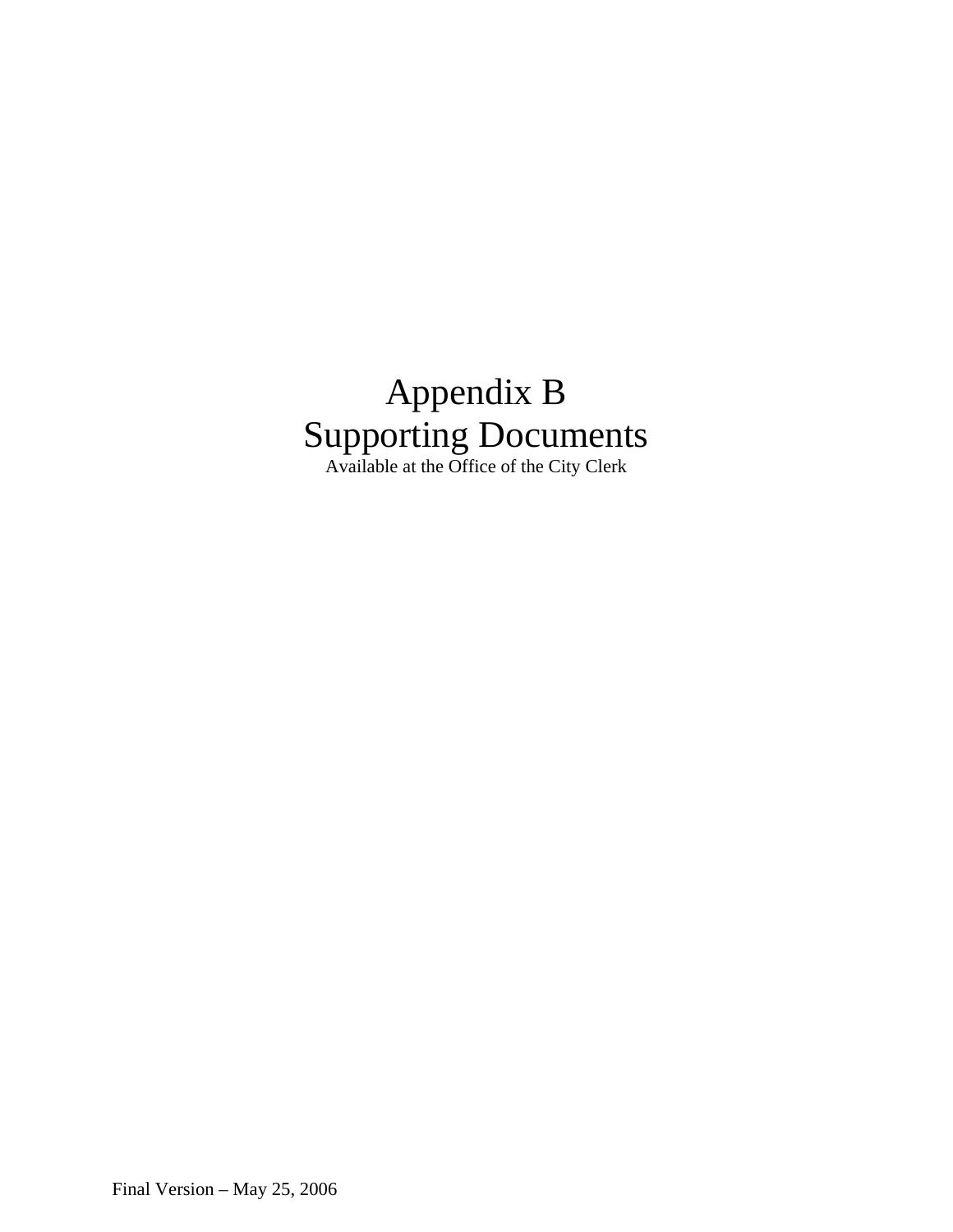# Appendix B
# Supporting Documents

Available at the Office of the City Clerk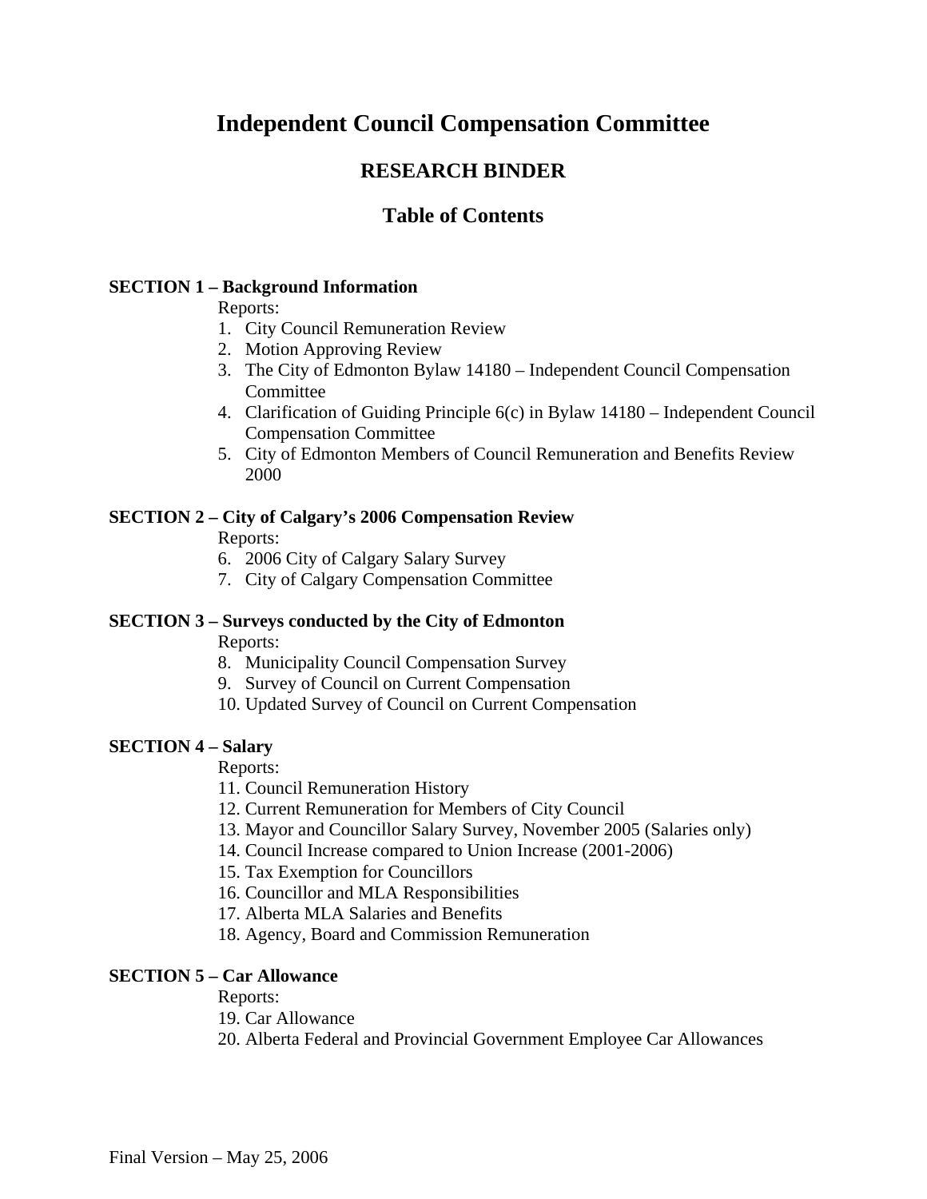# Independent Council Compensation Committee

## RESEARCH BINDER

## Table of Contents

**SECTION 1 – Background Information**

Reports:

1. City Council Remuneration Review
2. Motion Approving Review
3. The City of Edmonton Bylaw 14180 – Independent Council Compensation Committee
4. Clarification of Guiding Principle 6(c) in Bylaw 14180 – Independent Council Compensation Committee
5. City of Edmonton Members of Council Remuneration and Benefits Review 2000

**SECTION 2 – City of Calgary's 2006 Compensation Review**

Reports:

6. 2006 City of Calgary Salary Survey
7. City of Calgary Compensation Committee

**SECTION 3 – Surveys conducted by the City of Edmonton**

Reports:

8. Municipality Council Compensation Survey
9. Survey of Council on Current Compensation
10. Updated Survey of Council on Current Compensation

**SECTION 4 – Salary**

Reports:

11. Council Remuneration History
12. Current Remuneration for Members of City Council
13. Mayor and Councillor Salary Survey, November 2005 (Salaries only)
14. Council Increase compared to Union Increase (2001-2006)
15. Tax Exemption for Councillors
16. Councillor and MLA Responsibilities
17. Alberta MLA Salaries and Benefits
18. Agency, Board and Commission Remuneration

**SECTION 5 – Car Allowance**

Reports:

19. Car Allowance
20. Alberta Federal and Provincial Government Employee Car Allowances

Final Version – May 25, 2006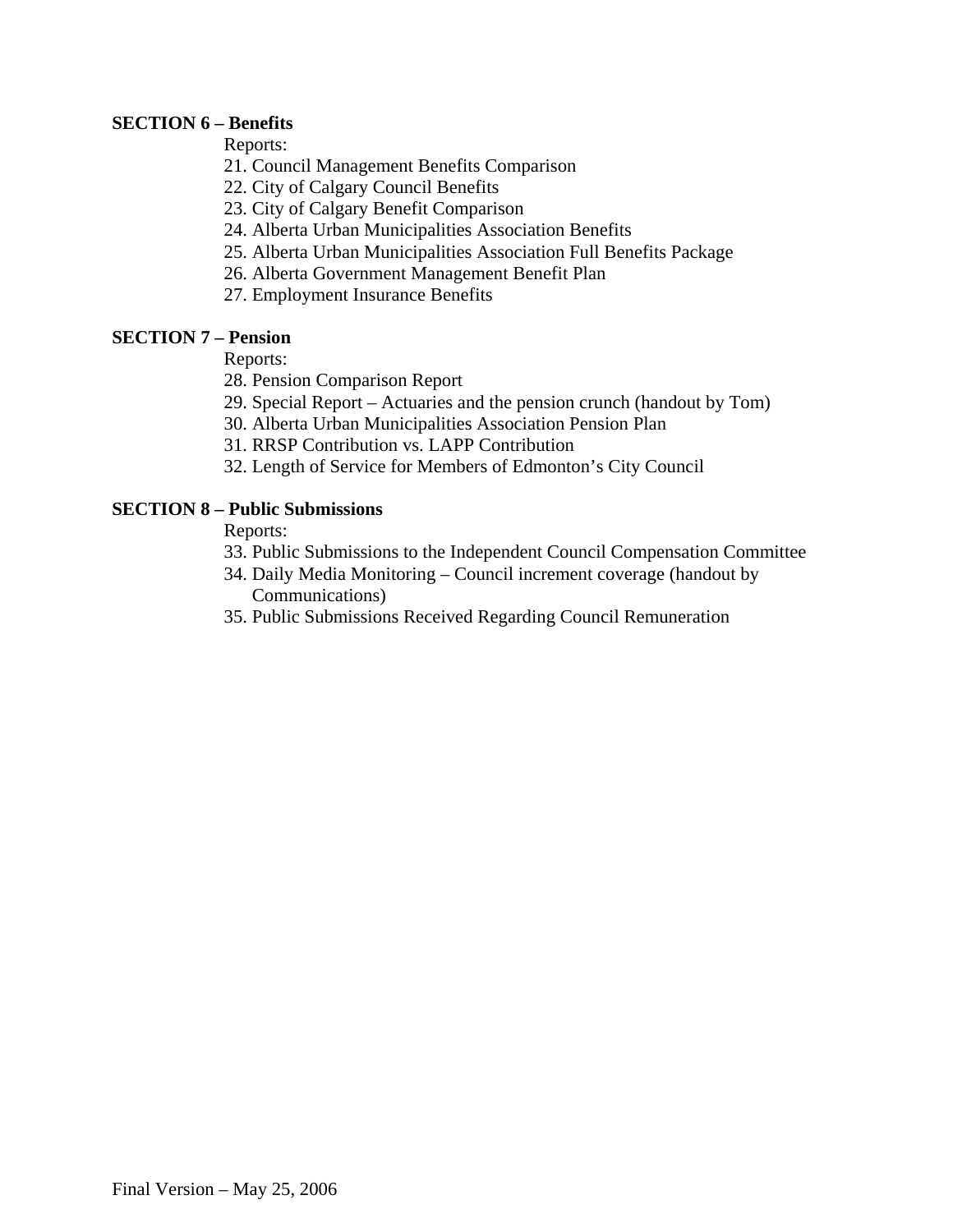**SECTION 6 – Benefits**

Reports:

21. Council Management Benefits Comparison
22. City of Calgary Council Benefits
23. City of Calgary Benefit Comparison
24. Alberta Urban Municipalities Association Benefits
25. Alberta Urban Municipalities Association Full Benefits Package
26. Alberta Government Management Benefit Plan
27. Employment Insurance Benefits

**SECTION 7 – Pension**

Reports:

28. Pension Comparison Report
29. Special Report – Actuaries and the pension crunch (handout by Tom)
30. Alberta Urban Municipalities Association Pension Plan
31. RRSP Contribution vs. LAPP Contribution
32. Length of Service for Members of Edmonton's City Council

**SECTION 8 – Public Submissions**

Reports:

33. Public Submissions to the Independent Council Compensation Committee
34. Daily Media Monitoring – Council increment coverage (handout by Communications)
35. Public Submissions Received Regarding Council Remuneration

Final Version – May 25, 2006